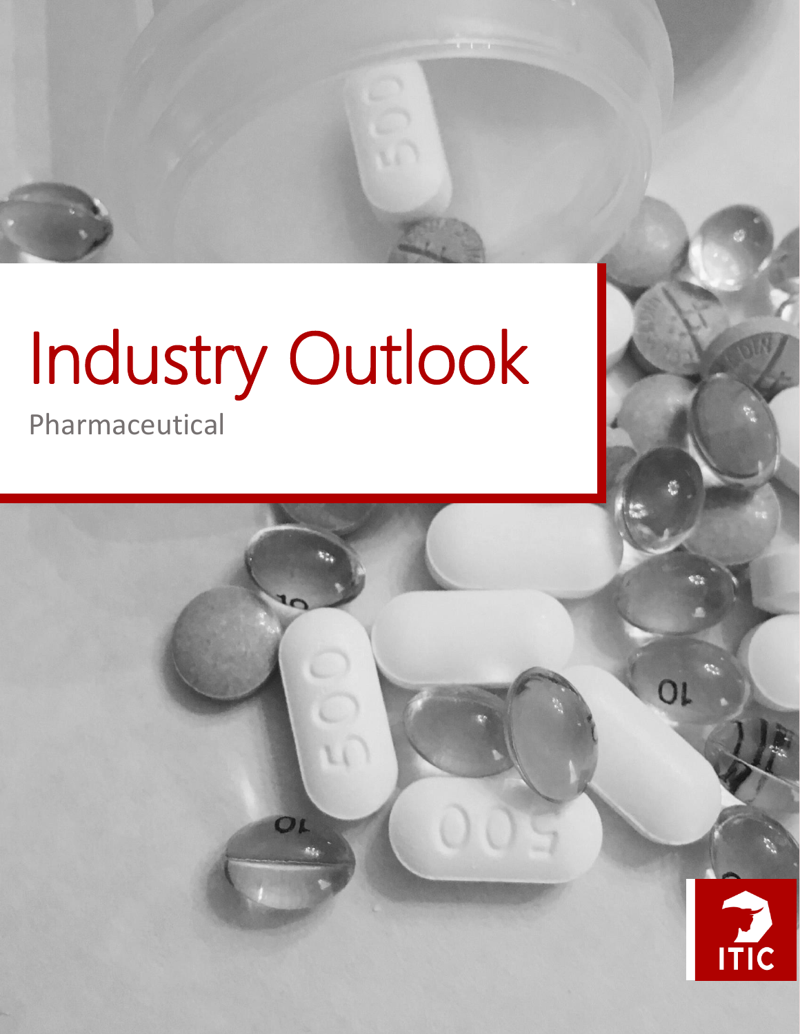# Industry Outlook

Pharmaceutical

ITIC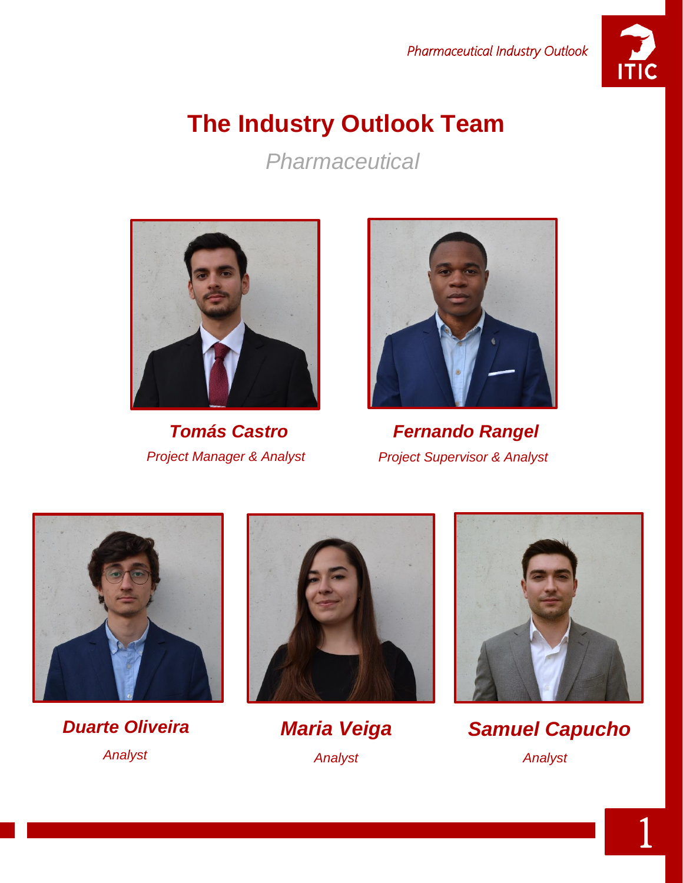# The Industry Outlook Team

*Pharmaceutical*

***Tomás Castro***
*Project Manager & Analyst*

***Fernando Rangel***
*Project Supervisor & Analyst*

***Duarte Oliveira***
*Analyst*

***Maria Veiga***
*Analyst*

***Samuel Capucho***
*Analyst*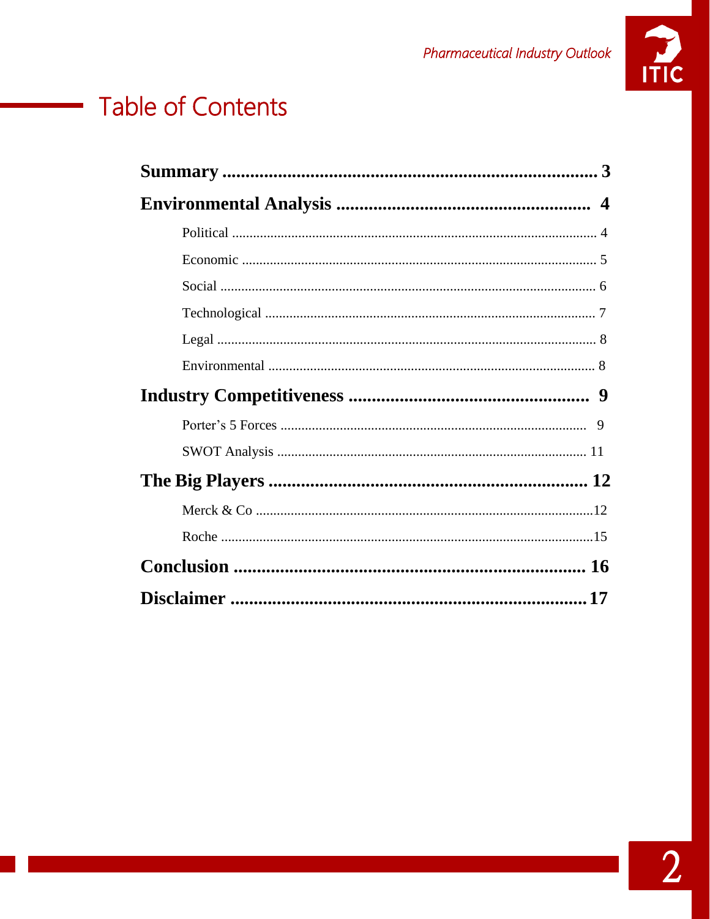# Table of Contents

**Summary** ........................................................................ **3**

**Environmental Analysis** ...................................................... **4**

- Political ........................................................................ 4
- Economic ...................................................................... 5
- Social ........................................................................... 6
- Technological ............................................................... 7
- Legal ............................................................................ 8
- Environmental .............................................................. 8

**Industry Competitiveness** ................................................... **9**

- Porter's 5 Forces .......................................................... 9
- SWOT Analysis ........................................................... 11

**The Big Players** .................................................................. **12**

- Merck & Co ................................................................. 12
- Roche ........................................................................... 15

**Conclusion** ........................................................................ **16**

**Disclaimer** ......................................................................... **17**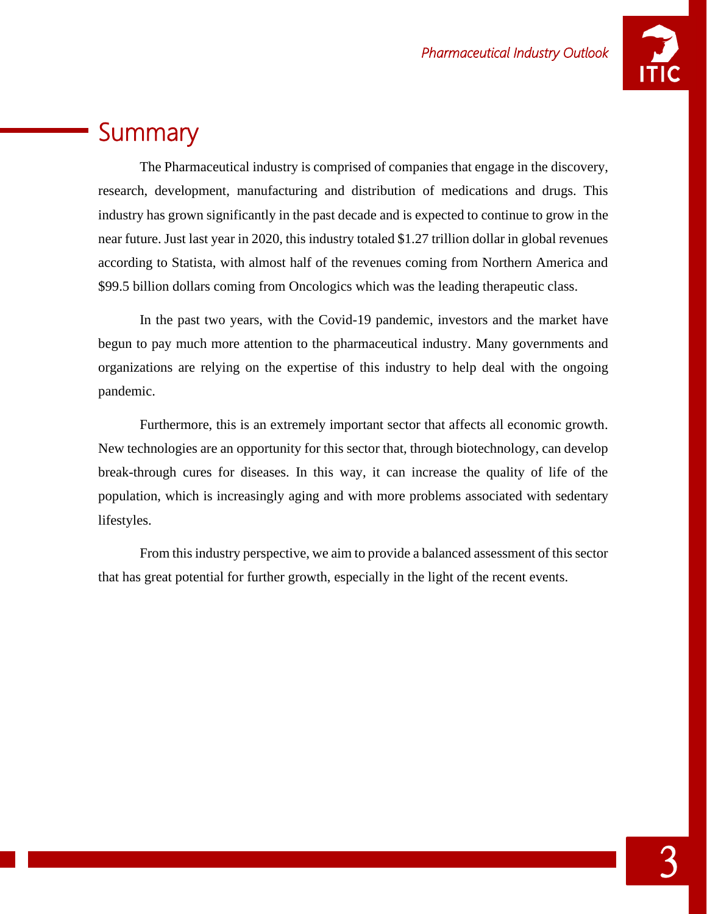# Summary

The Pharmaceutical industry is comprised of companies that engage in the discovery, research, development, manufacturing and distribution of medications and drugs. This industry has grown significantly in the past decade and is expected to continue to grow in the near future. Just last year in 2020, this industry totaled $1.27 trillion dollar in global revenues according to Statista, with almost half of the revenues coming from Northern America and $99.5 billion dollars coming from Oncologics which was the leading therapeutic class.

In the past two years, with the Covid-19 pandemic, investors and the market have begun to pay much more attention to the pharmaceutical industry. Many governments and organizations are relying on the expertise of this industry to help deal with the ongoing pandemic.

Furthermore, this is an extremely important sector that affects all economic growth. New technologies are an opportunity for this sector that, through biotechnology, can develop break-through cures for diseases. In this way, it can increase the quality of life of the population, which is increasingly aging and with more problems associated with sedentary lifestyles.

From this industry perspective, we aim to provide a balanced assessment of this sector that has great potential for further growth, especially in the light of the recent events.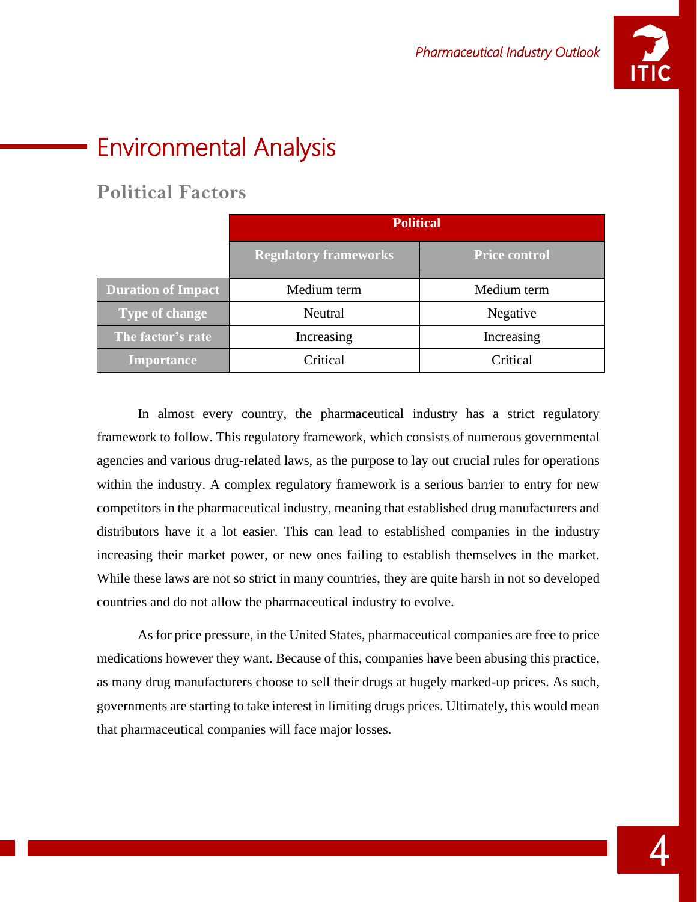# Environmental Analysis

## Political Factors

| | Political | |
|---|---|---|
| | **Regulatory frameworks** | **Price control** |
| **Duration of Impact** | Medium term | Medium term |
| **Type of change** | Neutral | Negative |
| **The factor's rate** | Increasing | Increasing |
| **Importance** | Critical | Critical |

In almost every country, the pharmaceutical industry has a strict regulatory framework to follow. This regulatory framework, which consists of numerous governmental agencies and various drug-related laws, as the purpose to lay out crucial rules for operations within the industry. A complex regulatory framework is a serious barrier to entry for new competitors in the pharmaceutical industry, meaning that established drug manufacturers and distributors have it a lot easier. This can lead to established companies in the industry increasing their market power, or new ones failing to establish themselves in the market. While these laws are not so strict in many countries, they are quite harsh in not so developed countries and do not allow the pharmaceutical industry to evolve.

As for price pressure, in the United States, pharmaceutical companies are free to price medications however they want. Because of this, companies have been abusing this practice, as many drug manufacturers choose to sell their drugs at hugely marked-up prices. As such, governments are starting to take interest in limiting drugs prices. Ultimately, this would mean that pharmaceutical companies will face major losses.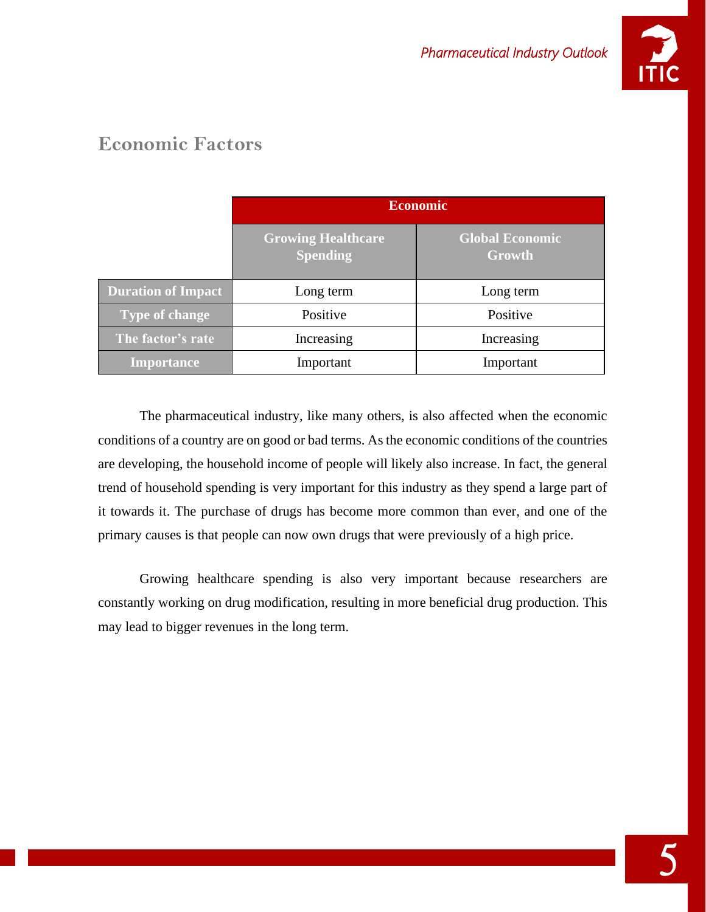## Economic Factors

| | Economic | |
|---|---|---|
| | **Growing Healthcare Spending** | **Global Economic Growth** |
| **Duration of Impact** | Long term | Long term |
| **Type of change** | Positive | Positive |
| **The factor's rate** | Increasing | Increasing |
| **Importance** | Important | Important |

The pharmaceutical industry, like many others, is also affected when the economic conditions of a country are on good or bad terms. As the economic conditions of the countries are developing, the household income of people will likely also increase. In fact, the general trend of household spending is very important for this industry as they spend a large part of it towards it. The purchase of drugs has become more common than ever, and one of the primary causes is that people can now own drugs that were previously of a high price.

Growing healthcare spending is also very important because researchers are constantly working on drug modification, resulting in more beneficial drug production. This may lead to bigger revenues in the long term.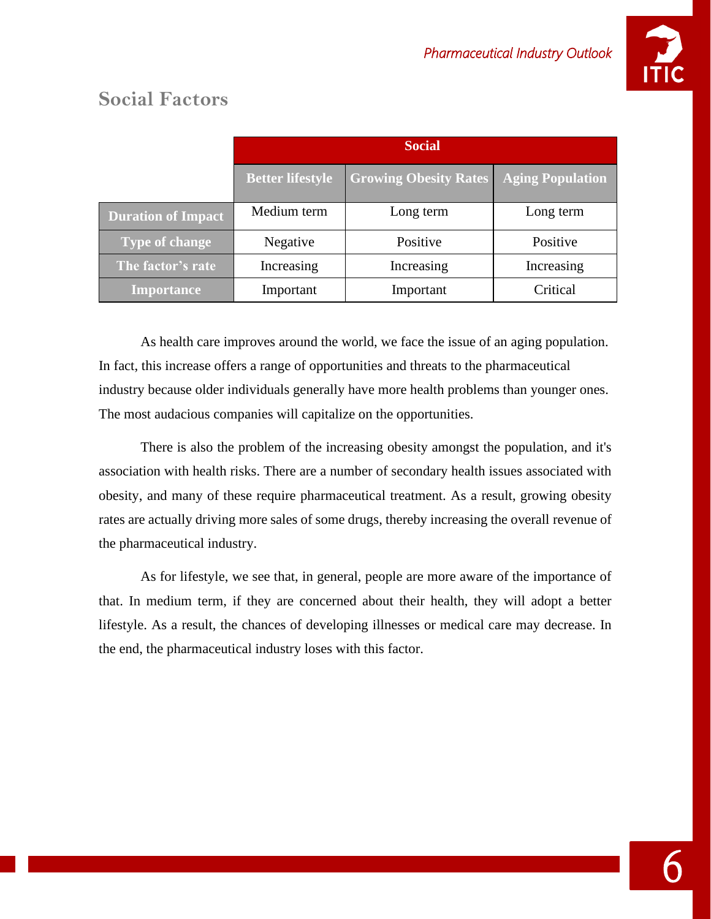## Social Factors

| | Social | | |
|---|---|---|---|
| | **Better lifestyle** | **Growing Obesity Rates** | **Aging Population** |
| **Duration of Impact** | Medium term | Long term | Long term |
| **Type of change** | Negative | Positive | Positive |
| **The factor's rate** | Increasing | Increasing | Increasing |
| **Importance** | Important | Important | Critical |

As health care improves around the world, we face the issue of an aging population. In fact, this increase offers a range of opportunities and threats to the pharmaceutical industry because older individuals generally have more health problems than younger ones. The most audacious companies will capitalize on the opportunities.

There is also the problem of the increasing obesity amongst the population, and it's association with health risks. There are a number of secondary health issues associated with obesity, and many of these require pharmaceutical treatment. As a result, growing obesity rates are actually driving more sales of some drugs, thereby increasing the overall revenue of the pharmaceutical industry.

As for lifestyle, we see that, in general, people are more aware of the importance of that. In medium term, if they are concerned about their health, they will adopt a better lifestyle. As a result, the chances of developing illnesses or medical care may decrease. In the end, the pharmaceutical industry loses with this factor.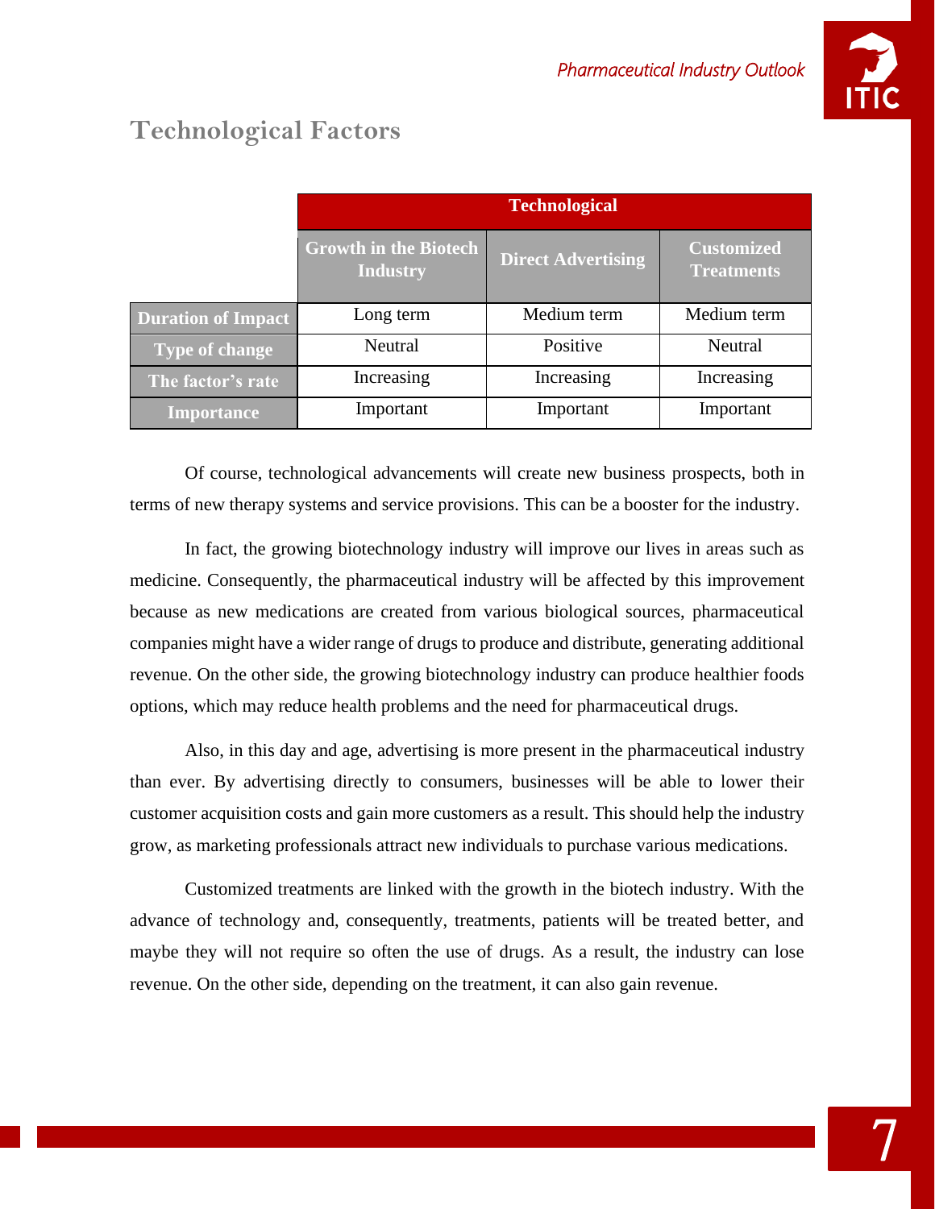## Technological Factors

| | Technological | | |
|---|---|---|---|
| | Growth in the Biotech Industry | Direct Advertising | Customized Treatments |
| **Duration of Impact** | Long term | Medium term | Medium term |
| **Type of change** | Neutral | Positive | Neutral |
| **The factor's rate** | Increasing | Increasing | Increasing |
| **Importance** | Important | Important | Important |

Of course, technological advancements will create new business prospects, both in terms of new therapy systems and service provisions. This can be a booster for the industry.

In fact, the growing biotechnology industry will improve our lives in areas such as medicine. Consequently, the pharmaceutical industry will be affected by this improvement because as new medications are created from various biological sources, pharmaceutical companies might have a wider range of drugs to produce and distribute, generating additional revenue. On the other side, the growing biotechnology industry can produce healthier foods options, which may reduce health problems and the need for pharmaceutical drugs.

Also, in this day and age, advertising is more present in the pharmaceutical industry than ever. By advertising directly to consumers, businesses will be able to lower their customer acquisition costs and gain more customers as a result. This should help the industry grow, as marketing professionals attract new individuals to purchase various medications.

Customized treatments are linked with the growth in the biotech industry. With the advance of technology and, consequently, treatments, patients will be treated better, and maybe they will not require so often the use of drugs. As a result, the industry can lose revenue. On the other side, depending on the treatment, it can also gain revenue.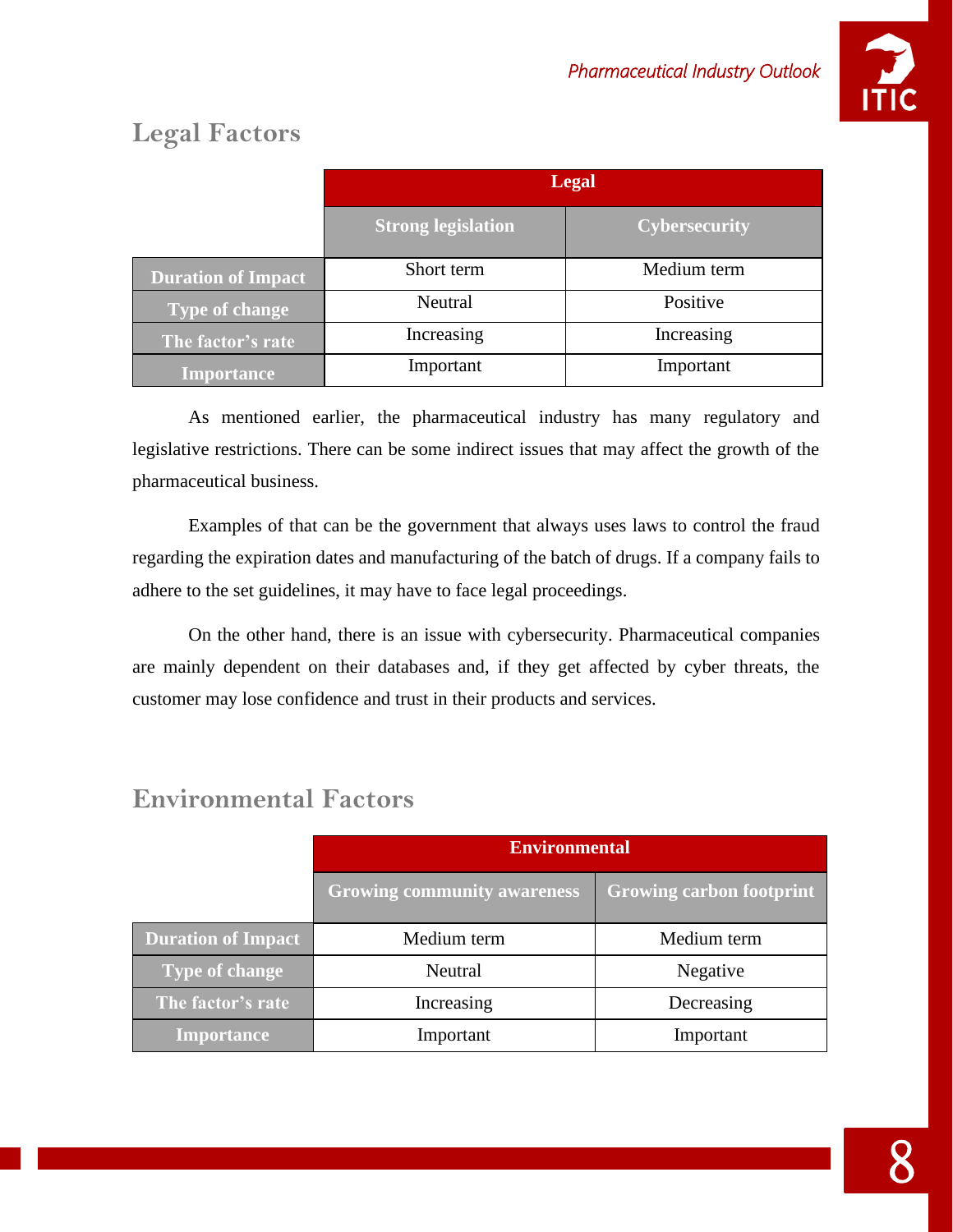## Legal Factors

| | Legal | |
|---|---|---|
| | Strong legislation | Cybersecurity |
| Duration of Impact | Short term | Medium term |
| Type of change | Neutral | Positive |
| The factor's rate | Increasing | Increasing |
| Importance | Important | Important |

As mentioned earlier, the pharmaceutical industry has many regulatory and legislative restrictions. There can be some indirect issues that may affect the growth of the pharmaceutical business.

Examples of that can be the government that always uses laws to control the fraud regarding the expiration dates and manufacturing of the batch of drugs. If a company fails to adhere to the set guidelines, it may have to face legal proceedings.

On the other hand, there is an issue with cybersecurity. Pharmaceutical companies are mainly dependent on their databases and, if they get affected by cyber threats, the customer may lose confidence and trust in their products and services.

## Environmental Factors

| | Environmental | |
|---|---|---|
| | Growing community awareness | Growing carbon footprint |
| Duration of Impact | Medium term | Medium term |
| Type of change | Neutral | Negative |
| The factor's rate | Increasing | Decreasing |
| Importance | Important | Important |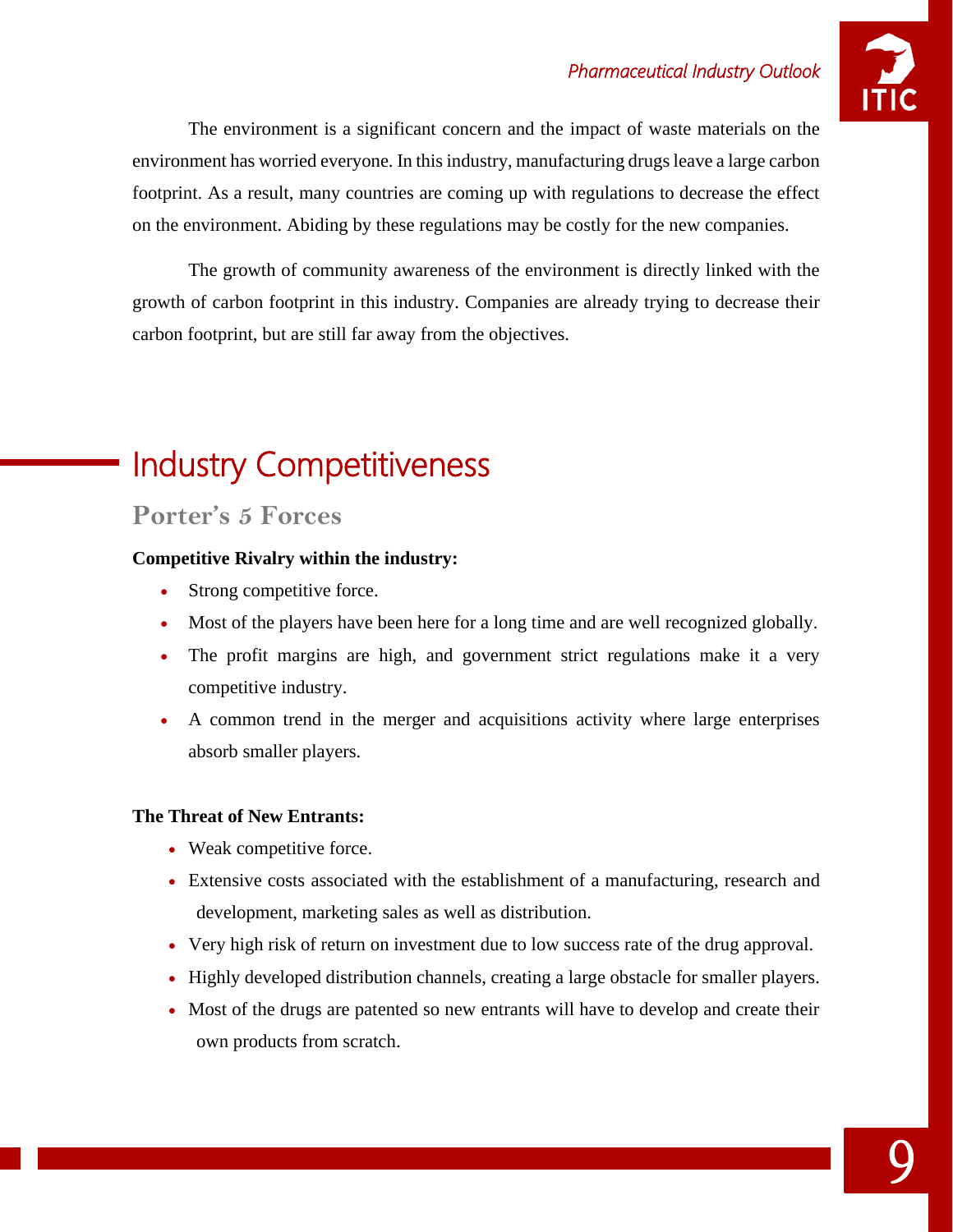The environment is a significant concern and the impact of waste materials on the environment has worried everyone. In this industry, manufacturing drugs leave a large carbon footprint. As a result, many countries are coming up with regulations to decrease the effect on the environment. Abiding by these regulations may be costly for the new companies.

The growth of community awareness of the environment is directly linked with the growth of carbon footprint in this industry. Companies are already trying to decrease their carbon footprint, but are still far away from the objectives.

# Industry Competitiveness

## Porter's 5 Forces

**Competitive Rivalry within the industry:**

- Strong competitive force.
- Most of the players have been here for a long time and are well recognized globally.
- The profit margins are high, and government strict regulations make it a very competitive industry.
- A common trend in the merger and acquisitions activity where large enterprises absorb smaller players.

**The Threat of New Entrants:**

- Weak competitive force.
- Extensive costs associated with the establishment of a manufacturing, research and development, marketing sales as well as distribution.
- Very high risk of return on investment due to low success rate of the drug approval.
- Highly developed distribution channels, creating a large obstacle for smaller players.
- Most of the drugs are patented so new entrants will have to develop and create their own products from scratch.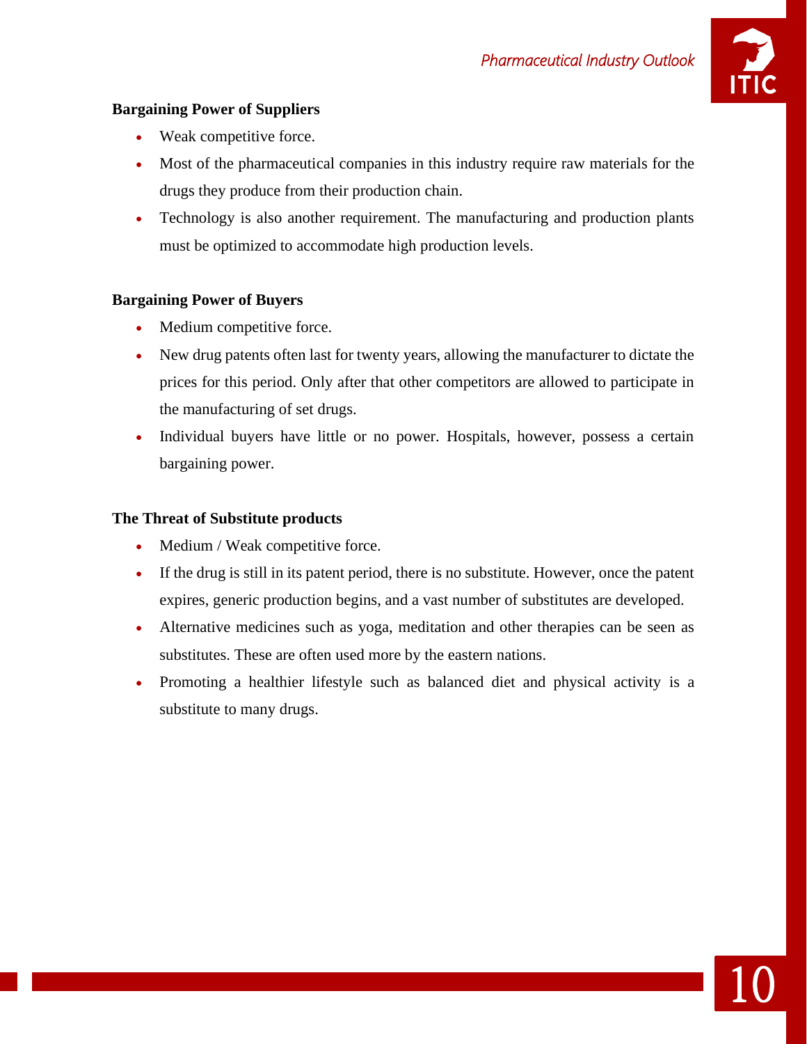**Bargaining Power of Suppliers**

- Weak competitive force.
- Most of the pharmaceutical companies in this industry require raw materials for the drugs they produce from their production chain.
- Technology is also another requirement. The manufacturing and production plants must be optimized to accommodate high production levels.

**Bargaining Power of Buyers**

- Medium competitive force.
- New drug patents often last for twenty years, allowing the manufacturer to dictate the prices for this period. Only after that other competitors are allowed to participate in the manufacturing of set drugs.
- Individual buyers have little or no power. Hospitals, however, possess a certain bargaining power.

**The Threat of Substitute products**

- Medium / Weak competitive force.
- If the drug is still in its patent period, there is no substitute. However, once the patent expires, generic production begins, and a vast number of substitutes are developed.
- Alternative medicines such as yoga, meditation and other therapies can be seen as substitutes. These are often used more by the eastern nations.
- Promoting a healthier lifestyle such as balanced diet and physical activity is a substitute to many drugs.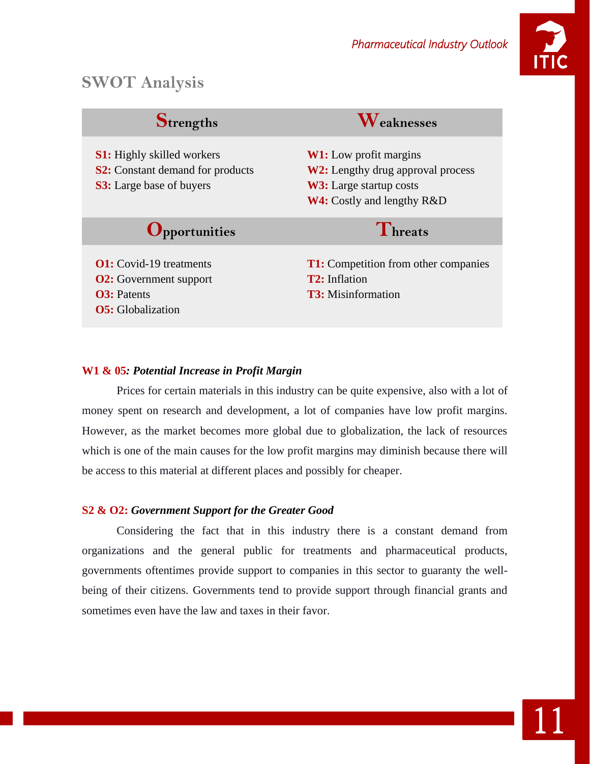## SWOT Analysis

| Strengths | Weaknesses |
|---|---|
| **S1:** Highly skilled workers<br>**S2:** Constant demand for products<br>**S3:** Large base of buyers | **W1:** Low profit margins<br>**W2:** Lengthy drug approval process<br>**W3:** Large startup costs<br>**W4:** Costly and lengthy R&D |
| **Opportunities** | **Threats** |
| **O1:** Covid-19 treatments<br>**O2:** Government support<br>**O3:** Patents<br>**O5:** Globalization | **T1:** Competition from other companies<br>**T2:** Inflation<br>**T3:** Misinformation |

**W1 & 05*: Potential Increase in Profit Margin***

Prices for certain materials in this industry can be quite expensive, also with a lot of money spent on research and development, a lot of companies have low profit margins. However, as the market becomes more global due to globalization, the lack of resources which is one of the main causes for the low profit margins may diminish because there will be access to this material at different places and possibly for cheaper.

**S2 & O2: *Government Support for the Greater Good***

Considering the fact that in this industry there is a constant demand from organizations and the general public for treatments and pharmaceutical products, governments oftentimes provide support to companies in this sector to guaranty the well-being of their citizens. Governments tend to provide support through financial grants and sometimes even have the law and taxes in their favor.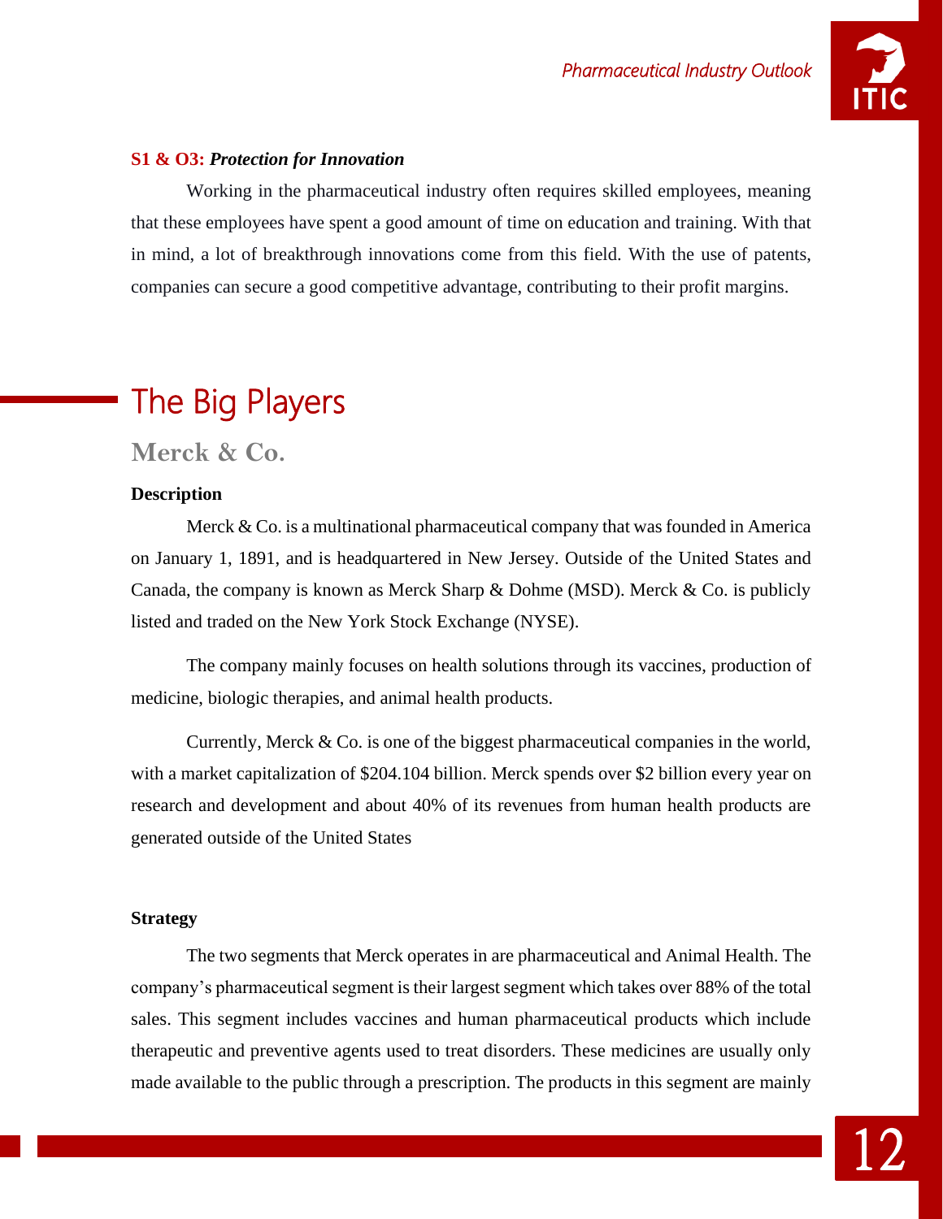**S1 & O3:** ***Protection for Innovation***

Working in the pharmaceutical industry often requires skilled employees, meaning that these employees have spent a good amount of time on education and training. With that in mind, a lot of breakthrough innovations come from this field. With the use of patents, companies can secure a good competitive advantage, contributing to their profit margins.

# The Big Players

## Merck & Co.

### Description

Merck & Co. is a multinational pharmaceutical company that was founded in America on January 1, 1891, and is headquartered in New Jersey. Outside of the United States and Canada, the company is known as Merck Sharp & Dohme (MSD). Merck & Co. is publicly listed and traded on the New York Stock Exchange (NYSE).

The company mainly focuses on health solutions through its vaccines, production of medicine, biologic therapies, and animal health products.

Currently, Merck & Co. is one of the biggest pharmaceutical companies in the world, with a market capitalization of $204.104 billion. Merck spends over $2 billion every year on research and development and about 40% of its revenues from human health products are generated outside of the United States

### Strategy

The two segments that Merck operates in are pharmaceutical and Animal Health. The company's pharmaceutical segment is their largest segment which takes over 88% of the total sales. This segment includes vaccines and human pharmaceutical products which include therapeutic and preventive agents used to treat disorders. These medicines are usually only made available to the public through a prescription. The products in this segment are mainly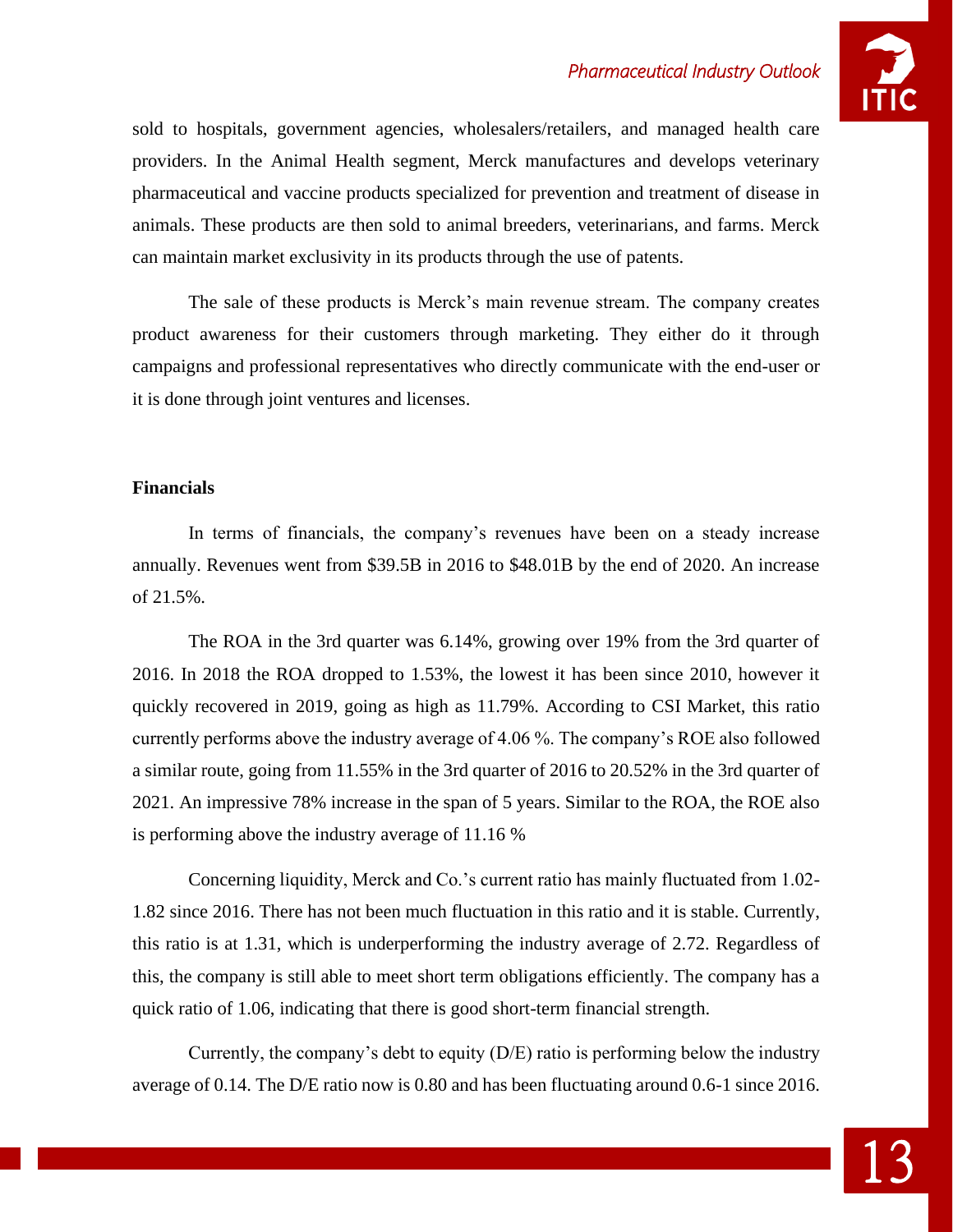sold to hospitals, government agencies, wholesalers/retailers, and managed health care providers. In the Animal Health segment, Merck manufactures and develops veterinary pharmaceutical and vaccine products specialized for prevention and treatment of disease in animals. These products are then sold to animal breeders, veterinarians, and farms. Merck can maintain market exclusivity in its products through the use of patents.

The sale of these products is Merck's main revenue stream. The company creates product awareness for their customers through marketing. They either do it through campaigns and professional representatives who directly communicate with the end-user or it is done through joint ventures and licenses.

**Financials**

In terms of financials, the company's revenues have been on a steady increase annually. Revenues went from $39.5B in 2016 to $48.01B by the end of 2020. An increase of 21.5%.

The ROA in the 3rd quarter was 6.14%, growing over 19% from the 3rd quarter of 2016. In 2018 the ROA dropped to 1.53%, the lowest it has been since 2010, however it quickly recovered in 2019, going as high as 11.79%. According to CSI Market, this ratio currently performs above the industry average of 4.06 %. The company's ROE also followed a similar route, going from 11.55% in the 3rd quarter of 2016 to 20.52% in the 3rd quarter of 2021. An impressive 78% increase in the span of 5 years. Similar to the ROA, the ROE also is performing above the industry average of 11.16 %

Concerning liquidity, Merck and Co.'s current ratio has mainly fluctuated from 1.02-1.82 since 2016. There has not been much fluctuation in this ratio and it is stable. Currently, this ratio is at 1.31, which is underperforming the industry average of 2.72. Regardless of this, the company is still able to meet short term obligations efficiently. The company has a quick ratio of 1.06, indicating that there is good short-term financial strength.

Currently, the company's debt to equity (D/E) ratio is performing below the industry average of 0.14. The D/E ratio now is 0.80 and has been fluctuating around 0.6-1 since 2016.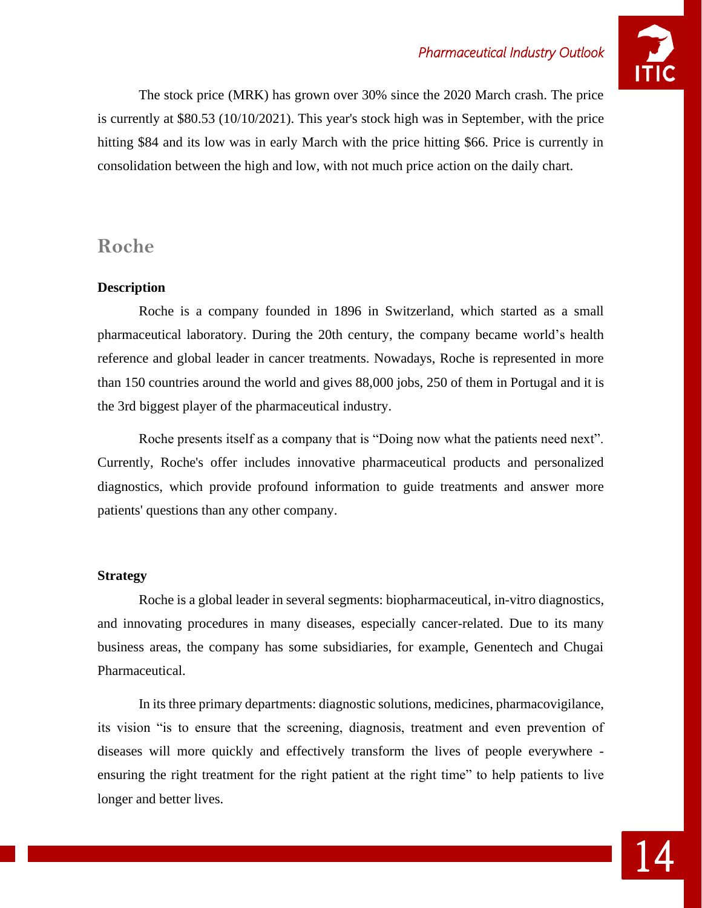The stock price (MRK) has grown over 30% since the 2020 March crash. The price is currently at $80.53 (10/10/2021). This year's stock high was in September, with the price hitting $84 and its low was in early March with the price hitting $66. Price is currently in consolidation between the high and low, with not much price action on the daily chart.

## Roche

**Description**

Roche is a company founded in 1896 in Switzerland, which started as a small pharmaceutical laboratory. During the 20th century, the company became world's health reference and global leader in cancer treatments. Nowadays, Roche is represented in more than 150 countries around the world and gives 88,000 jobs, 250 of them in Portugal and it is the 3rd biggest player of the pharmaceutical industry.

Roche presents itself as a company that is "Doing now what the patients need next". Currently, Roche's offer includes innovative pharmaceutical products and personalized diagnostics, which provide profound information to guide treatments and answer more patients' questions than any other company.

**Strategy**

Roche is a global leader in several segments: biopharmaceutical, in-vitro diagnostics, and innovating procedures in many diseases, especially cancer-related. Due to its many business areas, the company has some subsidiaries, for example, Genentech and Chugai Pharmaceutical.

In its three primary departments: diagnostic solutions, medicines, pharmacovigilance, its vision "is to ensure that the screening, diagnosis, treatment and even prevention of diseases will more quickly and effectively transform the lives of people everywhere - ensuring the right treatment for the right patient at the right time" to help patients to live longer and better lives.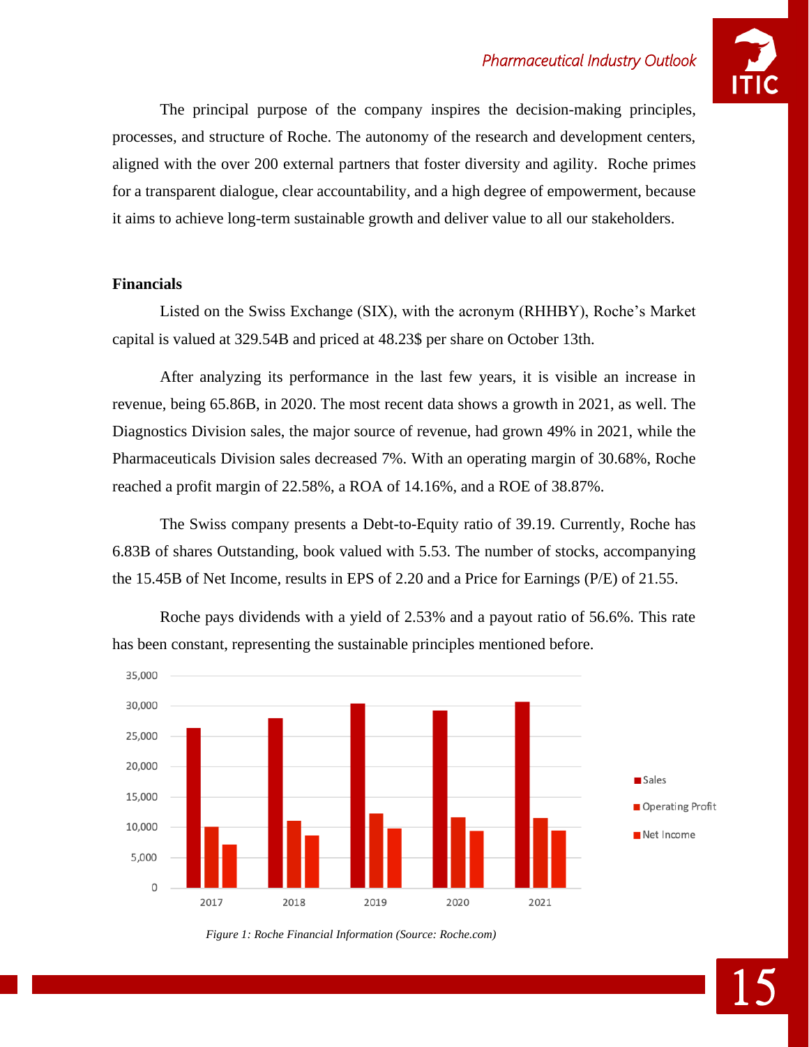The principal purpose of the company inspires the decision-making principles, processes, and structure of Roche. The autonomy of the research and development centers, aligned with the over 200 external partners that foster diversity and agility. Roche primes for a transparent dialogue, clear accountability, and a high degree of empowerment, because it aims to achieve long-term sustainable growth and deliver value to all our stakeholders.

**Financials**

Listed on the Swiss Exchange (SIX), with the acronym (RHHBY), Roche's Market capital is valued at 329.54B and priced at 48.23$ per share on October 13th.

After analyzing its performance in the last few years, it is visible an increase in revenue, being 65.86B, in 2020. The most recent data shows a growth in 2021, as well. The Diagnostics Division sales, the major source of revenue, had grown 49% in 2021, while the Pharmaceuticals Division sales decreased 7%. With an operating margin of 30.68%, Roche reached a profit margin of 22.58%, a ROA of 14.16%, and a ROE of 38.87%.

The Swiss company presents a Debt-to-Equity ratio of 39.19. Currently, Roche has 6.83B of shares Outstanding, book valued with 5.53. The number of stocks, accompanying the 15.45B of Net Income, results in EPS of 2.20 and a Price for Earnings (P/E) of 21.55.

Roche pays dividends with a yield of 2.53% and a payout ratio of 56.6%. This rate has been constant, representing the sustainable principles mentioned before.

*Figure 1: Roche Financial Information (Source: Roche.com)*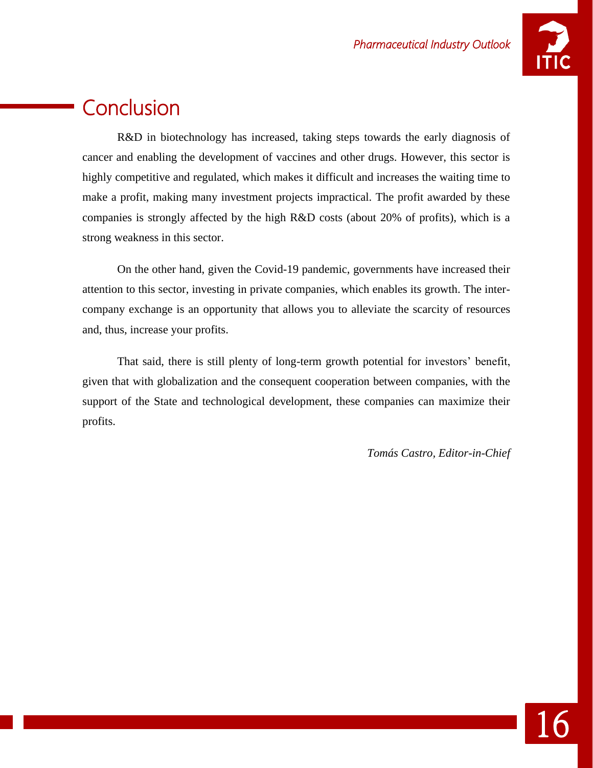## Conclusion

R&D in biotechnology has increased, taking steps towards the early diagnosis of cancer and enabling the development of vaccines and other drugs. However, this sector is highly competitive and regulated, which makes it difficult and increases the waiting time to make a profit, making many investment projects impractical. The profit awarded by these companies is strongly affected by the high R&D costs (about 20% of profits), which is a strong weakness in this sector.

On the other hand, given the Covid-19 pandemic, governments have increased their attention to this sector, investing in private companies, which enables its growth. The inter-company exchange is an opportunity that allows you to alleviate the scarcity of resources and, thus, increase your profits.

That said, there is still plenty of long-term growth potential for investors' benefit, given that with globalization and the consequent cooperation between companies, with the support of the State and technological development, these companies can maximize their profits.

*Tomás Castro, Editor-in-Chief*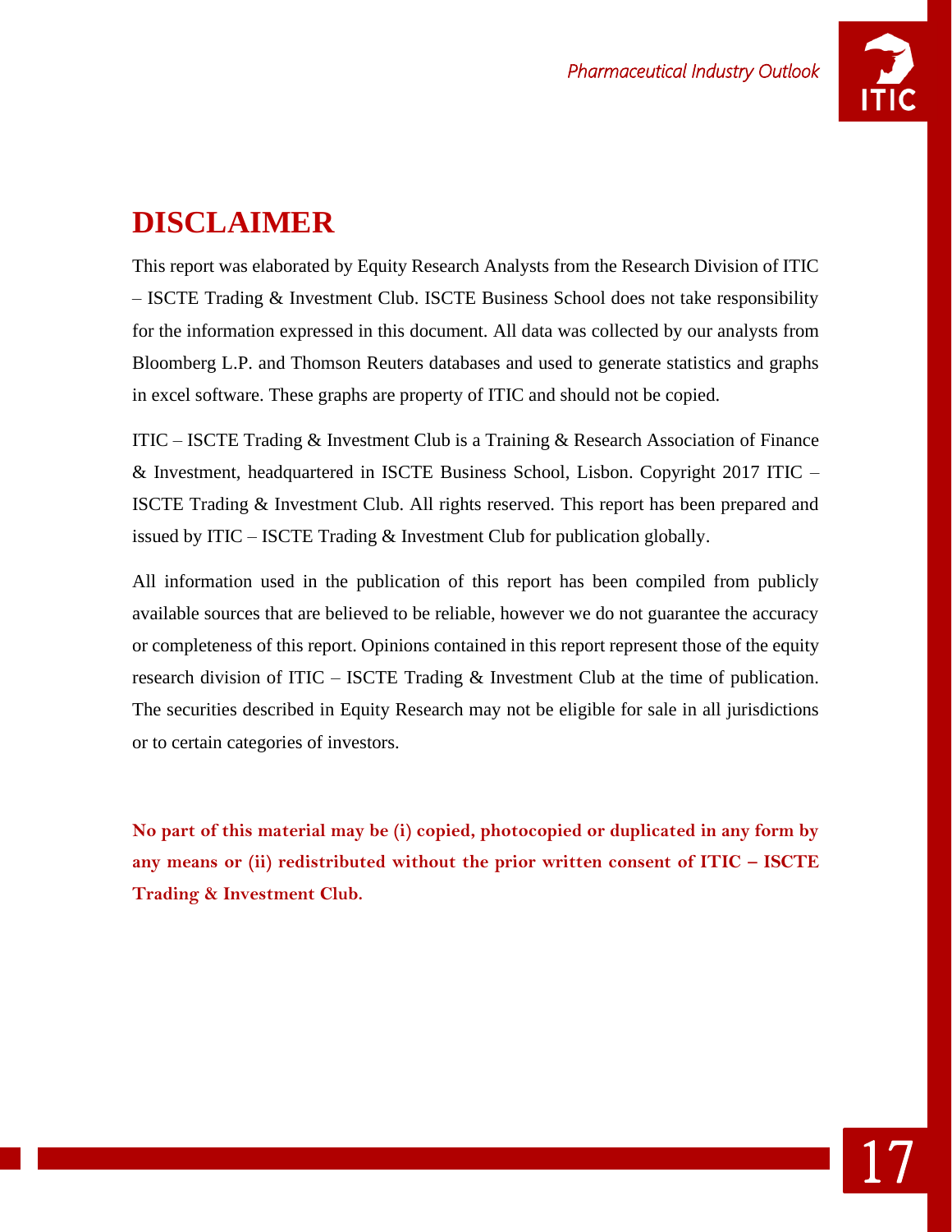# DISCLAIMER

This report was elaborated by Equity Research Analysts from the Research Division of ITIC – ISCTE Trading & Investment Club. ISCTE Business School does not take responsibility for the information expressed in this document. All data was collected by our analysts from Bloomberg L.P. and Thomson Reuters databases and used to generate statistics and graphs in excel software. These graphs are property of ITIC and should not be copied.

ITIC – ISCTE Trading & Investment Club is a Training & Research Association of Finance & Investment, headquartered in ISCTE Business School, Lisbon. Copyright 2017 ITIC – ISCTE Trading & Investment Club. All rights reserved. This report has been prepared and issued by ITIC – ISCTE Trading & Investment Club for publication globally.

All information used in the publication of this report has been compiled from publicly available sources that are believed to be reliable, however we do not guarantee the accuracy or completeness of this report. Opinions contained in this report represent those of the equity research division of ITIC – ISCTE Trading & Investment Club at the time of publication. The securities described in Equity Research may not be eligible for sale in all jurisdictions or to certain categories of investors.

**No part of this material may be (i) copied, photocopied or duplicated in any form by any means or (ii) redistributed without the prior written consent of ITIC – ISCTE Trading & Investment Club.**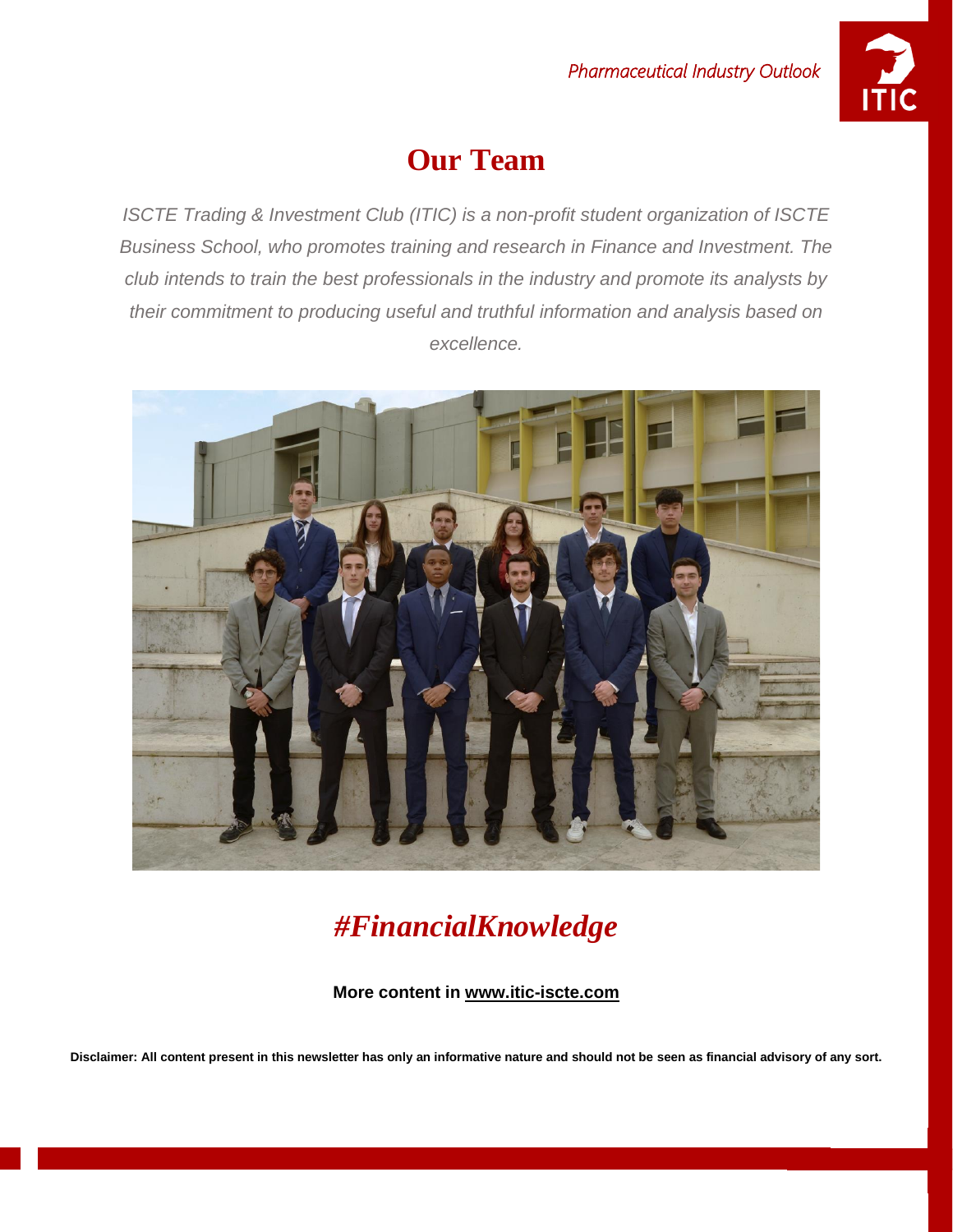# Our Team

*ISCTE Trading & Investment Club (ITIC) is a non-profit student organization of ISCTE Business School, who promotes training and research in Finance and Investment. The club intends to train the best professionals in the industry and promote its analysts by their commitment to producing useful and truthful information and analysis based on excellence.*

## *#FinancialKnowledge*

**More content in [www.itic-iscte.com](www.itic-iscte.com)**

**Disclaimer: All content present in this newsletter has only an informative nature and should not be seen as financial advisory of any sort.**